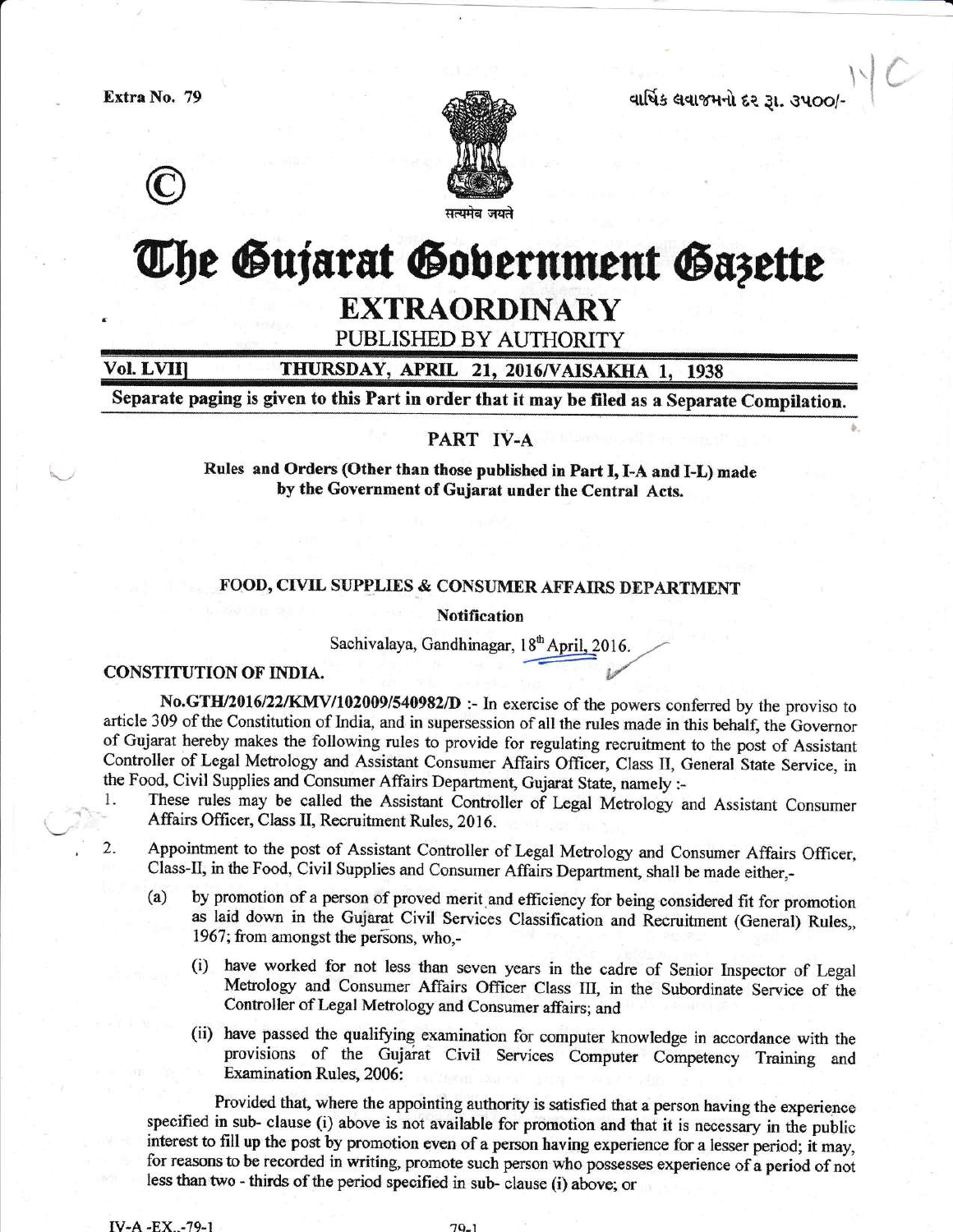Extra No. 79

વાર્ષિક લવાજમનો દર રૂા. ૩૫૦૦/-

©

सत्यमेव जयते

# The Gujarat Government Gazette

## EXTRAORDINARY

PUBLISHED BY AUTHORITY

**Vol. LVII] THURSDAY, APRIL 21, 2016/VAISAKHA 1, 1938**

**Separate paging is given to this Part in order that it may be filed as a Separate Compilation.**

### PART IV-A

**Rules and Orders (Other than those published in Part I, I-A and I-L) made by the Government of Gujarat under the Central Acts.**

### FOOD, CIVIL SUPPLIES & CONSUMER AFFAIRS DEPARTMENT

**Notification**

Sachivalaya, Gandhinagar, 18th April, 2016.

**CONSTITUTION OF INDIA.**

**No.GTH/2016/22/KMV/102009/540982/D** :- In exercise of the powers conferred by the proviso to article 309 of the Constitution of India, and in supersession of all the rules made in this behalf, the Governor of Gujarat hereby makes the following rules to provide for regulating recruitment to the post of Assistant Controller of Legal Metrology and Assistant Consumer Affairs Officer, Class II, General State Service, in the Food, Civil Supplies and Consumer Affairs Department, Gujarat State, namely :-

1. These rules may be called the Assistant Controller of Legal Metrology and Assistant Consumer Affairs Officer, Class II, Recruitment Rules, 2016.

2. Appointment to the post of Assistant Controller of Legal Metrology and Consumer Affairs Officer, Class-II, in the Food, Civil Supplies and Consumer Affairs Department, shall be made either,-

   (a) by promotion of a person of proved merit and efficiency for being considered fit for promotion as laid down in the Gujarat Civil Services Classification and Recruitment (General) Rules,, 1967; from amongst the persons, who,-

      (i) have worked for not less than seven years in the cadre of Senior Inspector of Legal Metrology and Consumer Affairs Officer Class III, in the Subordinate Service of the Controller of Legal Metrology and Consumer affairs; and

      (ii) have passed the qualifying examination for computer knowledge in accordance with the provisions of the Gujarat Civil Services Computer Competency Training and Examination Rules, 2006:

   Provided that, where the appointing authority is satisfied that a person having the experience specified in sub- clause (i) above is not available for promotion and that it is necessary in the public interest to fill up the post by promotion even of a person having experience for a lesser period; it may, for reasons to be recorded in writing, promote such person who possesses experience of a period of not less than two - thirds of the period specified in sub- clause (i) above; or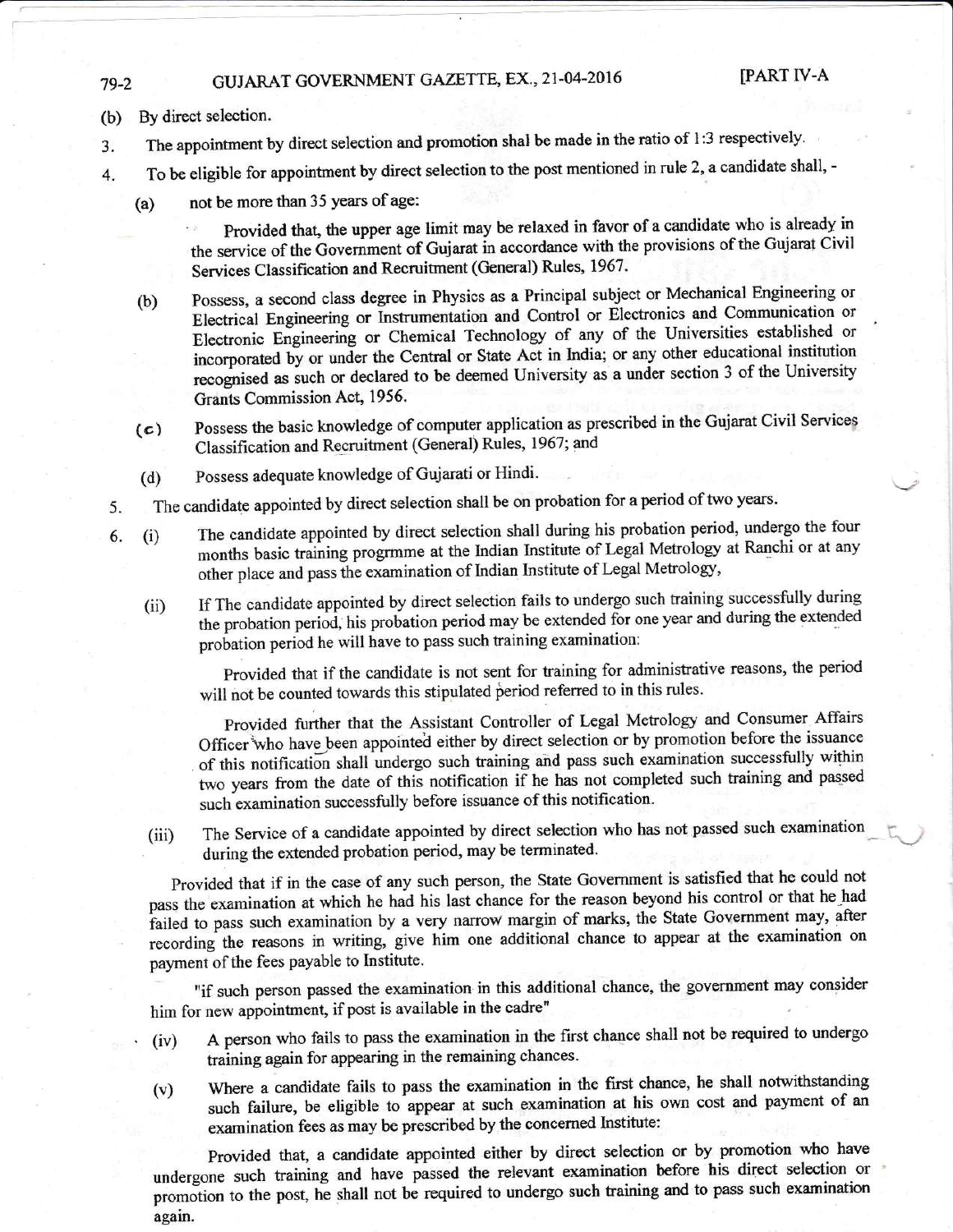(b) By direct selection.

3. The appointment by direct selection and promotion shal be made in the ratio of 1:3 respectively.

4. To be eligible for appointment by direct selection to the post mentioned in rule 2, a candidate shall, -

   (a) not be more than 35 years of age:

   Provided that, the upper age limit may be relaxed in favor of a candidate who is already in the service of the Government of Gujarat in accordance with the provisions of the Gujarat Civil Services Classification and Recruitment (General) Rules, 1967.

   (b) Possess, a second class degree in Physics as a Principal subject or Mechanical Engineering or Electrical Engineering or Instrumentation and Control or Electronics and Communication or Electronic Engineering or Chemical Technology of any of the Universities established or incorporated by or under the Central or State Act in India; or any other educational institution recognised as such or declared to be deemed University as a under section 3 of the University Grants Commission Act, 1956.

   (c) Possess the basic knowledge of computer application as prescribed in the Gujarat Civil Services Classification and Recruitment (General) Rules, 1967; and

   (d) Possess adequate knowledge of Gujarati or Hindi.

5. The candidate appointed by direct selection shall be on probation for a period of two years.

6. (i) The candidate appointed by direct selection shall during his probation period, undergo the four months basic training progrmme at the Indian Institute of Legal Metrology at Ranchi or at any other place and pass the examination of Indian Institute of Legal Metrology,

   (ii) If The candidate appointed by direct selection fails to undergo such training successfully during the probation period, his probation period may be extended for one year and during the extended probation period he will have to pass such training examination:

   Provided that if the candidate is not sent for training for administrative reasons, the period will not be counted towards this stipulated period referred to in this rules.

   Provided further that the Assistant Controller of Legal Metrology and Consumer Affairs Officer who have been appointed either by direct selection or by promotion before the issuance of this notification shall undergo such training and pass such examination successfully within two years from the date of this notification if he has not completed such training and passed such examination successfully before issuance of this notification.

   (iii) The Service of a candidate appointed by direct selection who has not passed such examination during the extended probation period, may be terminated.

   Provided that if in the case of any such person, the State Government is satisfied that he could not pass the examination at which he had his last chance for the reason beyond his control or that he had failed to pass such examination by a very narrow margin of marks, the State Government may, after recording the reasons in writing, give him one additional chance to appear at the examination on payment of the fees payable to Institute.

   "if such person passed the examination in this additional chance, the government may consider him for new appointment, if post is available in the cadre"

   (iv) A person who fails to pass the examination in the first chance shall not be required to undergo training again for appearing in the remaining chances.

   (v) Where a candidate fails to pass the examination in the first chance, he shall notwithstanding such failure, be eligible to appear at such examination at his own cost and payment of an examination fees as may be prescribed by the concerned Institute:

   Provided that, a candidate appointed either by direct selection or by promotion who have undergone such training and have passed the relevant examination before his direct selection or promotion to the post, he shall not be required to undergo such training and to pass such examination again.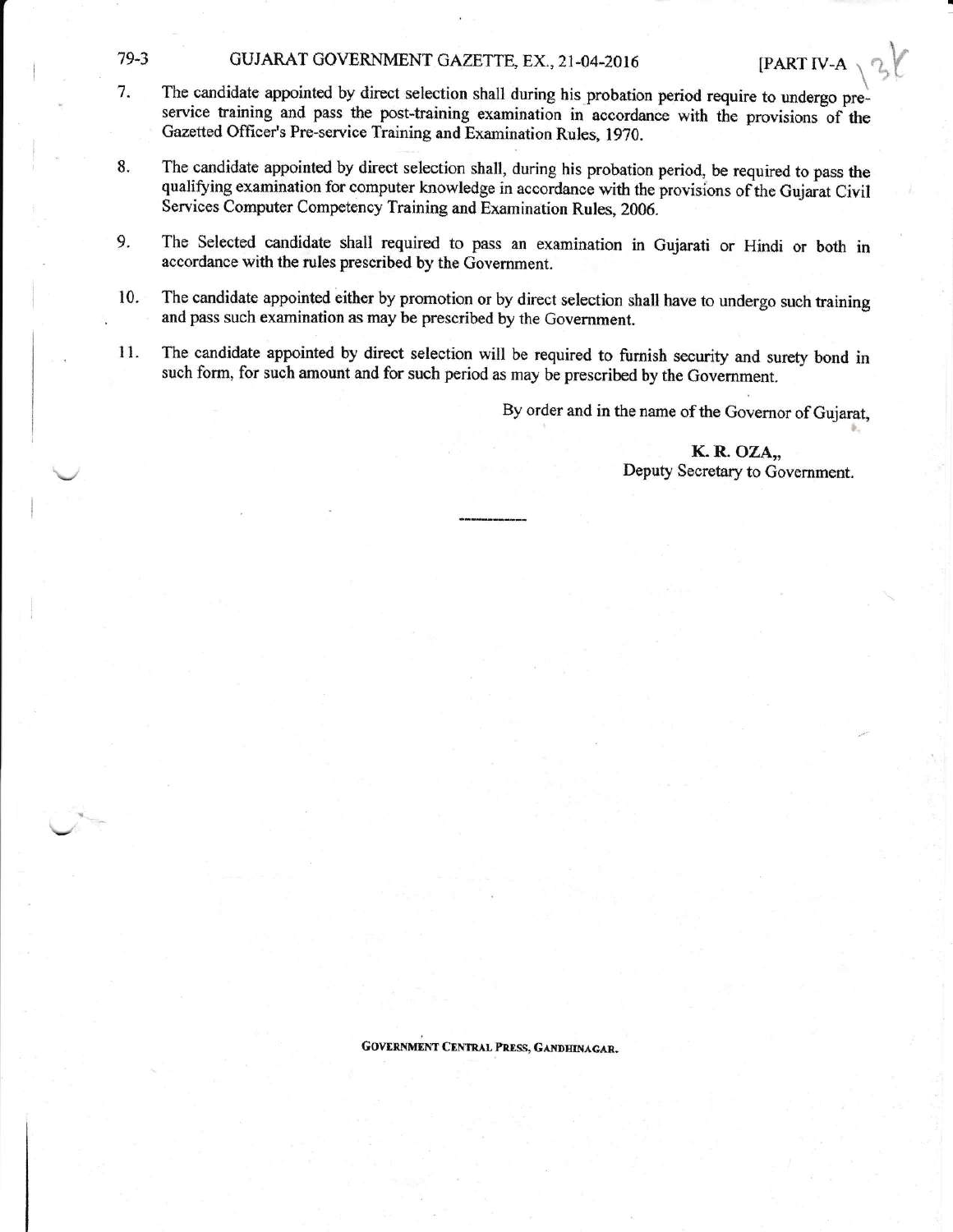7. The candidate appointed by direct selection shall during his probation period require to undergo pre-service training and pass the post-training examination in accordance with the provisions of the Gazetted Officer's Pre-service Training and Examination Rules, 1970.

8. The candidate appointed by direct selection shall, during his probation period, be required to pass the qualifying examination for computer knowledge in accordance with the provisions of the Gujarat Civil Services Computer Competency Training and Examination Rules, 2006.

9. The Selected candidate shall required to pass an examination in Gujarati or Hindi or both in accordance with the rules prescribed by the Government.

10. The candidate appointed either by promotion or by direct selection shall have to undergo such training and pass such examination as may be prescribed by the Government.

11. The candidate appointed by direct selection will be required to furnish security and surety bond in such form, for such amount and for such period as may be prescribed by the Government.

By order and in the name of the Governor of Gujarat,

**K. R. OZA,,**
Deputy Secretary to Government.

---

GOVERNMENT CENTRAL PRESS, GANDHINAGAR.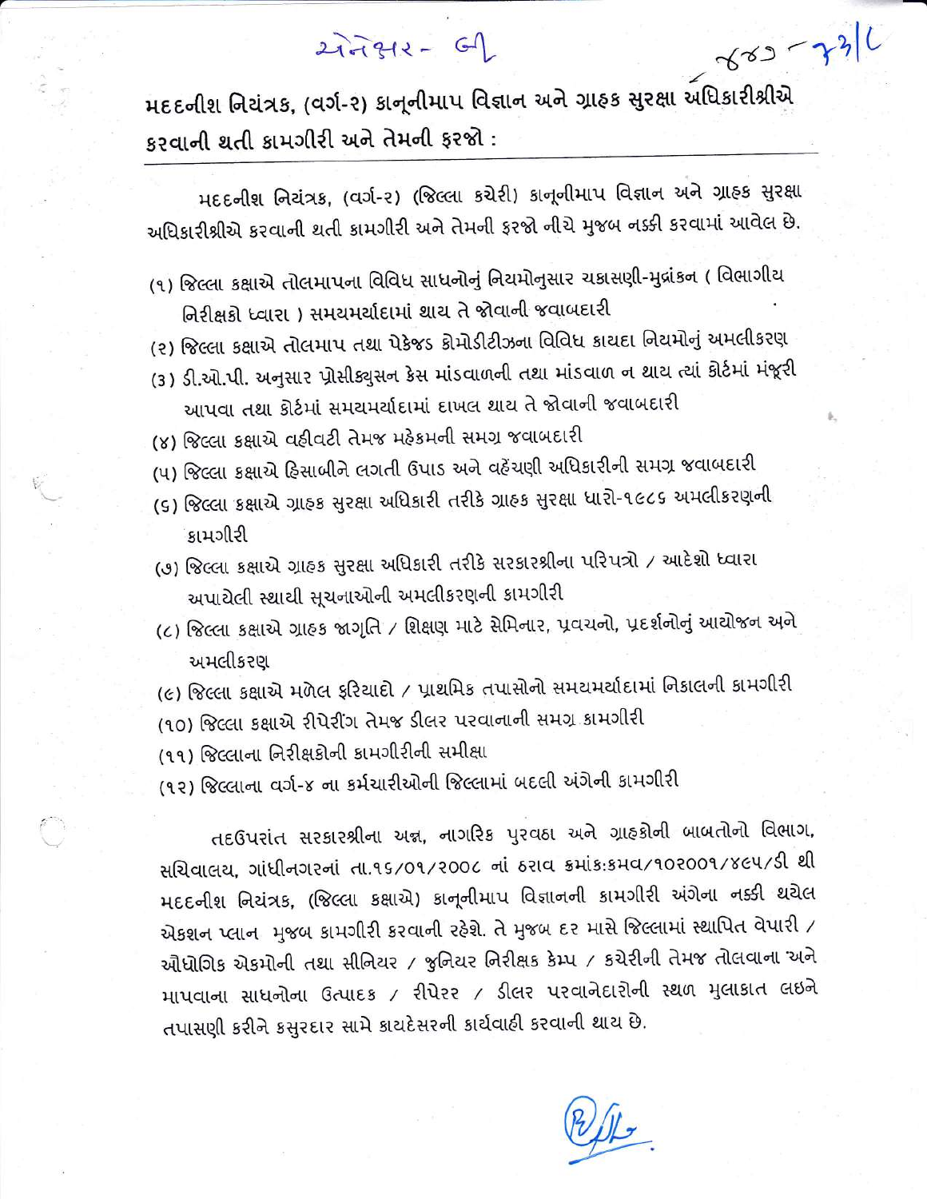એનેક્ષર- બી

૪૪૭ - ૭૩/૮

**મદદનીશ નિયંત્રક, (વર્ગ-૨) કાનૂનીમાપ વિજ્ઞાન અને ગ્રાહક સુરક્ષા અધિકારીશ્રીએ કરવાની થતી કામગીરી અને તેમની ફરજો :**

મદદનીશ નિયંત્રક, (વર્ગ-૨) (જિલ્લા કચેરી) કાનૂનીમાપ વિજ્ઞાન અને ગ્રાહક સુરક્ષા અધિકારીશ્રીએ કરવાની થતી કામગીરી અને તેમની ફરજો નીચે મુજબ નક્કી કરવામાં આવેલ છે.

(૧) જિલ્લા કક્ષાએ તોલમાપના વિવિધ સાધનોનું નિયમોનુસાર ચકાસણી-મુદ્રાંકન ( વિભાગીય નિરીક્ષકો ધ્વારા ) સમયમર્યાદામાં થાય તે જોવાની જવાબદારી

(૨) જિલ્લા કક્ષાએ તોલમાપ તથા પેકેજ્ડ કોમોડીટીઝના વિવિધ કાયદા નિયમોનું અમલીકરણ

(૩) ડી.ઓ.પી. અનુસાર પ્રોસીક્યુસન કેસ માંડવાળની તથા માંડવાળ ન થાય ત્યાં કોર્ટમાં મંજૂરી આપવા તથા કોર્ટમાં સમયમર્યાદામાં દાખલ થાય તે જોવાની જવાબદારી

(૪) જિલ્લા કક્ષાએ વહીવટી તેમજ મહેકમની સમગ્ર જવાબદારી

(૫) જિલ્લા કક્ષાએ હિસાબીને લગતી ઉપાડ અને વહેંચણી અધિકારીની સમગ્ર જવાબદારી

(૬) જિલ્લા કક્ષાએ ગ્રાહક સુરક્ષા અધિકારી તરીકે ગ્રાહક સુરક્ષા ધારો-૧૯૮૬ અમલીકરણની કામગીરી

(૭) જિલ્લા કક્ષાએ ગ્રાહક સુરક્ષા અધિકારી તરીકે સરકારશ્રીના પરિપત્રો / આદેશો ધ્વારા અપાયેલી સ્થાયી સૂચનાઓની અમલીકરણની કામગીરી

(૮) જિલ્લા કક્ષાએ ગ્રાહક જાગૃતિ / શિક્ષણ માટે સેમિનાર, પ્રવચનો, પ્રદર્શનોનું આયોજન અને અમલીકરણ

(૯) જિલ્લા કક્ષાએ મળેલ ફરિયાદો / પ્રાથમિક તપાસોનો સમયમર્યાદામાં નિકાલની કામગીરી

(૧૦) જિલ્લા કક્ષાએ રીપેરીંગ તેમજ ડીલર પરવાનાની સમગ્ર કામગીરી

(૧૧) જિલ્લાના નિરીક્ષકોની કામગીરીની સમીક્ષા

(૧૨) જિલ્લાના વર્ગ-૪ ના કર્મચારીઓની જિલ્લામાં બદલી અંગેની કામગીરી

તદઉપરાંત સરકારશ્રીના અન્ન, નાગરિક પુરવઠા અને ગ્રાહકોની બાબતોનો વિભાગ, સચિવાલય, ગાંધીનગરનાં તા.૧૬/૦૧/૨૦૦૮ નાં ઠરાવ ક્રમાંક:કમવ/૧૦૨૦૦૧/૪૯૫/ડી થી મદદનીશ નિયંત્રક, (જિલ્લા કક્ષાએ) કાનૂનીમાપ વિજ્ઞાનની કામગીરી અંગેના નક્કી થયેલ એક્શન પ્લાન મુજબ કામગીરી કરવાની રહેશે. તે મુજબ દર માસે જિલ્લામાં સ્થાપિત વેપારી / ઔધોગિક એકમોની તથા સીનિયર / જુનિયર નિરીક્ષક કેમ્પ / કચેરીની તેમજ તોલવાના અને માપવાના સાધનોના ઉત્પાદક / રીપેરર / ડીલર પરવાનેદારોની સ્થળ મુલાકાત લઇને તપાસણી કરીને કસુરદાર સામે કાયદેસરની કાર્યવાહી કરવાની થાય છે.